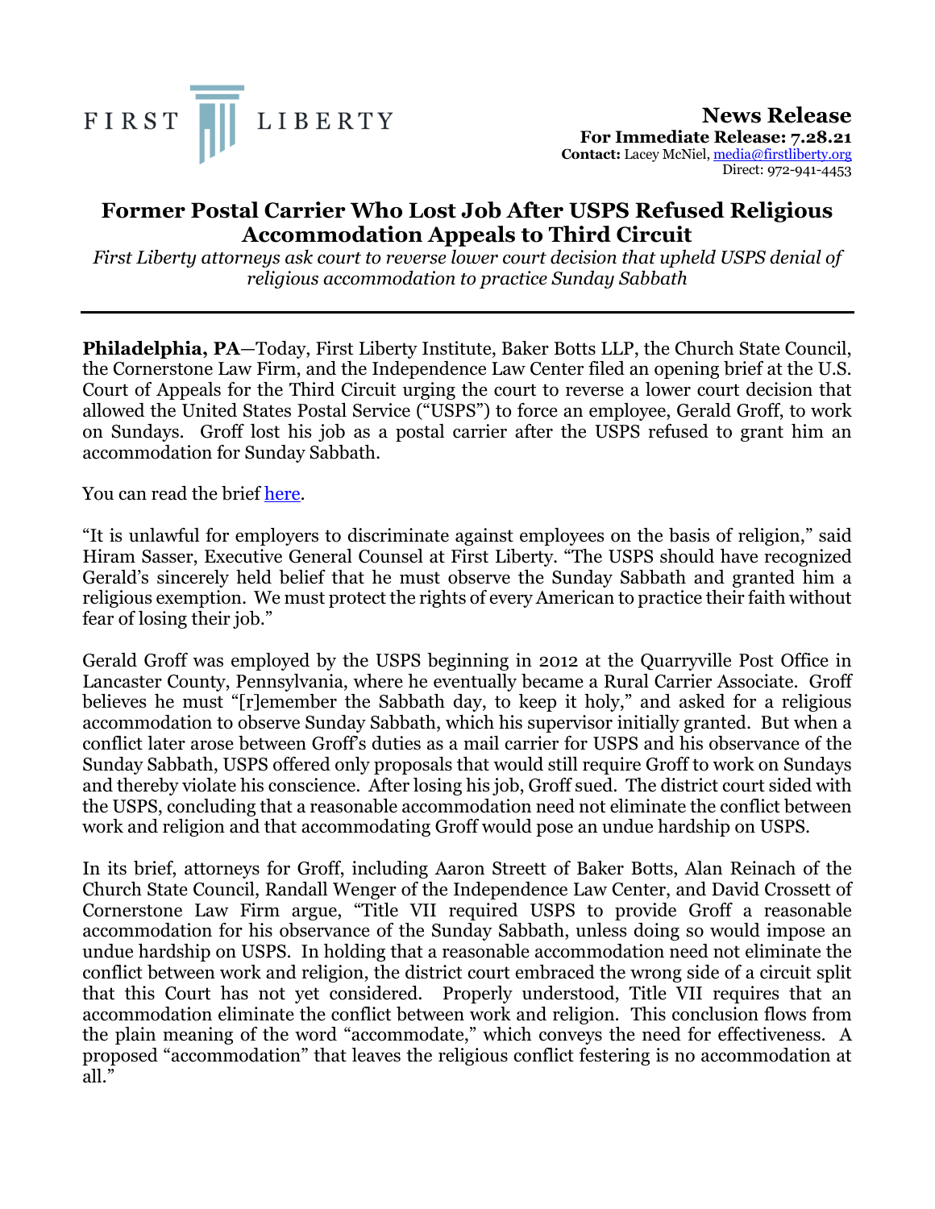FIRST LIBERTY

**News Release**
**For Immediate Release: 7.28.21**
**Contact:** Lacey McNiel, media@firstliberty.org
Direct: 972-941-4453

# Former Postal Carrier Who Lost Job After USPS Refused Religious Accommodation Appeals to Third Circuit

*First Liberty attorneys ask court to reverse lower court decision that upheld USPS denial of religious accommodation to practice Sunday Sabbath*

---

**Philadelphia, PA**—Today, First Liberty Institute, Baker Botts LLP, the Church State Council, the Cornerstone Law Firm, and the Independence Law Center filed an opening brief at the U.S. Court of Appeals for the Third Circuit urging the court to reverse a lower court decision that allowed the United States Postal Service ("USPS") to force an employee, Gerald Groff, to work on Sundays. Groff lost his job as a postal carrier after the USPS refused to grant him an accommodation for Sunday Sabbath.

You can read the brief here.

"It is unlawful for employers to discriminate against employees on the basis of religion," said Hiram Sasser, Executive General Counsel at First Liberty. "The USPS should have recognized Gerald's sincerely held belief that he must observe the Sunday Sabbath and granted him a religious exemption. We must protect the rights of every American to practice their faith without fear of losing their job."

Gerald Groff was employed by the USPS beginning in 2012 at the Quarryville Post Office in Lancaster County, Pennsylvania, where he eventually became a Rural Carrier Associate. Groff believes he must "[r]emember the Sabbath day, to keep it holy," and asked for a religious accommodation to observe Sunday Sabbath, which his supervisor initially granted. But when a conflict later arose between Groff's duties as a mail carrier for USPS and his observance of the Sunday Sabbath, USPS offered only proposals that would still require Groff to work on Sundays and thereby violate his conscience. After losing his job, Groff sued. The district court sided with the USPS, concluding that a reasonable accommodation need not eliminate the conflict between work and religion and that accommodating Groff would pose an undue hardship on USPS.

In its brief, attorneys for Groff, including Aaron Streett of Baker Botts, Alan Reinach of the Church State Council, Randall Wenger of the Independence Law Center, and David Crossett of Cornerstone Law Firm argue, "Title VII required USPS to provide Groff a reasonable accommodation for his observance of the Sunday Sabbath, unless doing so would impose an undue hardship on USPS. In holding that a reasonable accommodation need not eliminate the conflict between work and religion, the district court embraced the wrong side of a circuit split that this Court has not yet considered. Properly understood, Title VII requires that an accommodation eliminate the conflict between work and religion. This conclusion flows from the plain meaning of the word "accommodate," which conveys the need for effectiveness. A proposed "accommodation" that leaves the religious conflict festering is no accommodation at all."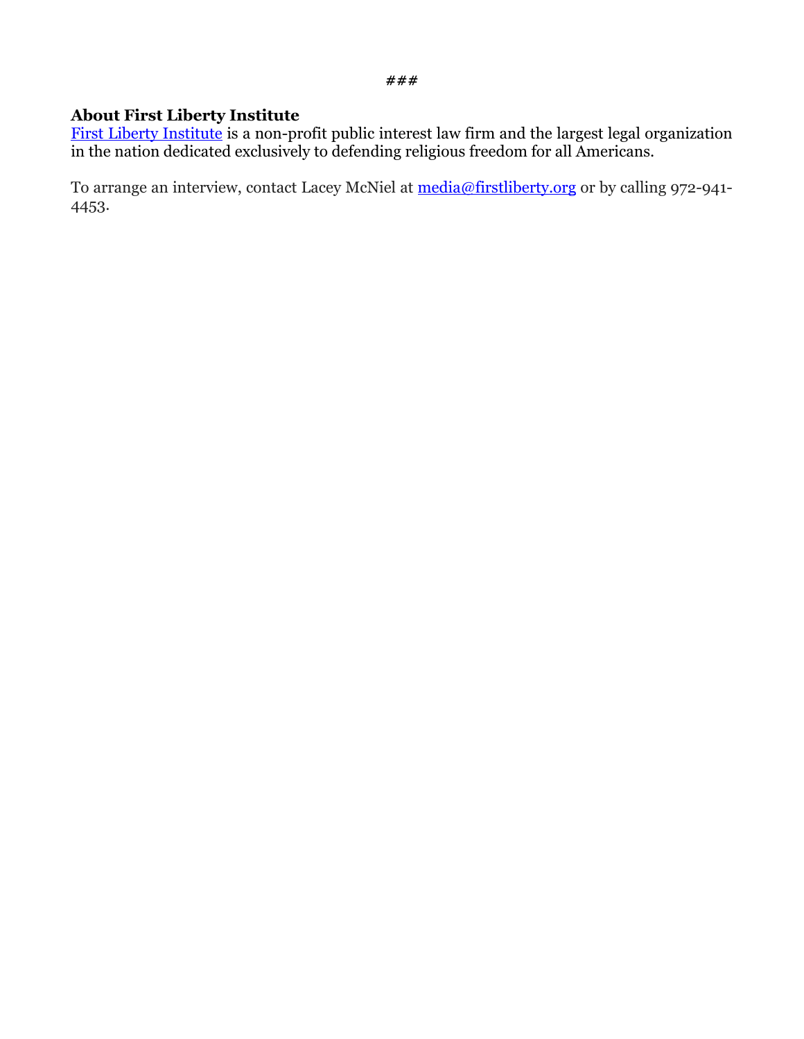###

**About First Liberty Institute**
First Liberty Institute is a non-profit public interest law firm and the largest legal organization in the nation dedicated exclusively to defending religious freedom for all Americans.

To arrange an interview, contact Lacey McNiel at media@firstliberty.org or by calling 972-941-4453.